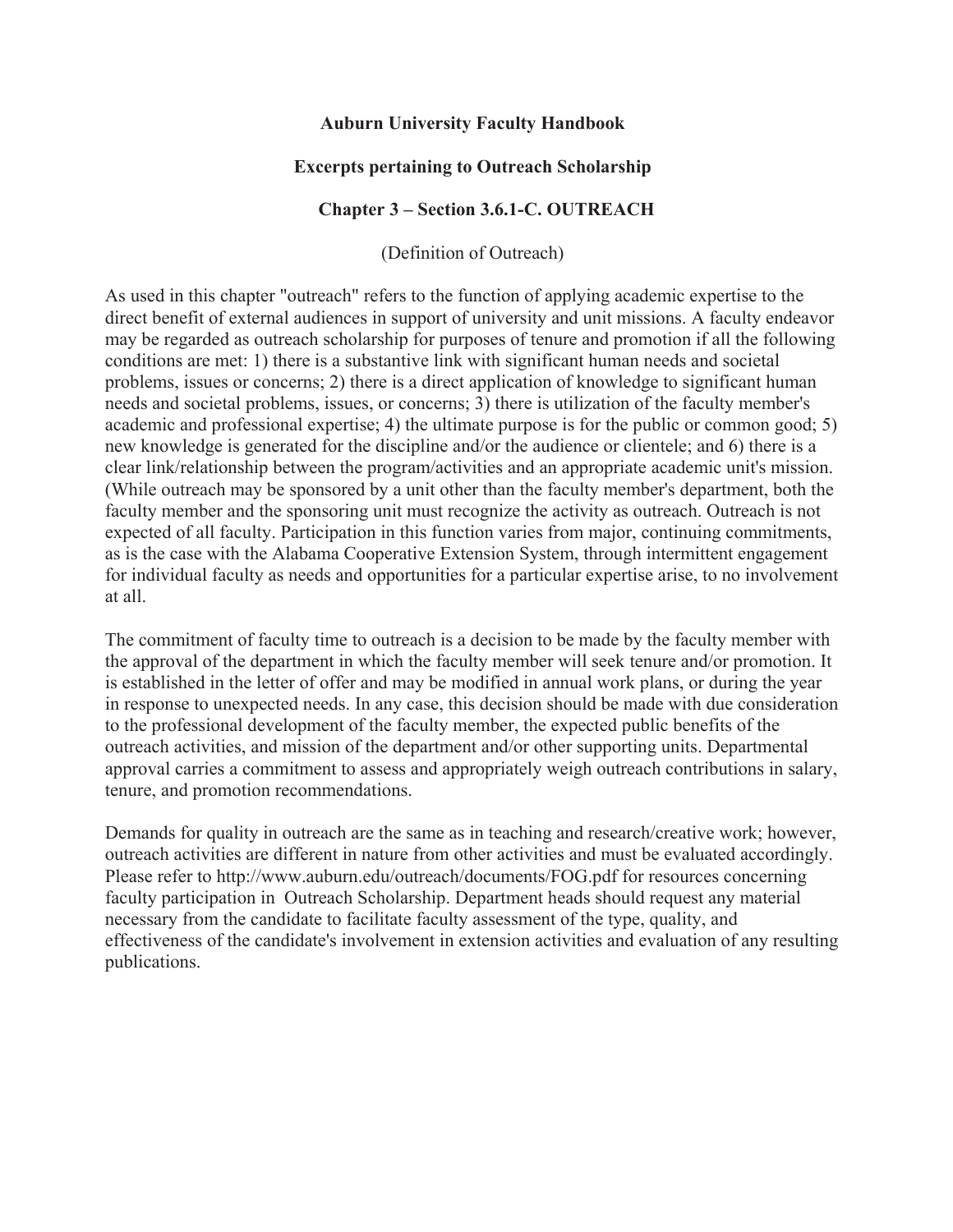# Auburn University Faculty Handbook

## Excerpts pertaining to Outreach Scholarship

### Chapter 3 – Section 3.6.1-C. OUTREACH

(Definition of Outreach)

As used in this chapter "outreach" refers to the function of applying academic expertise to the direct benefit of external audiences in support of university and unit missions. A faculty endeavor may be regarded as outreach scholarship for purposes of tenure and promotion if all the following conditions are met: 1) there is a substantive link with significant human needs and societal problems, issues or concerns; 2) there is a direct application of knowledge to significant human needs and societal problems, issues, or concerns; 3) there is utilization of the faculty member's academic and professional expertise; 4) the ultimate purpose is for the public or common good; 5) new knowledge is generated for the discipline and/or the audience or clientele; and 6) there is a clear link/relationship between the program/activities and an appropriate academic unit's mission. (While outreach may be sponsored by a unit other than the faculty member's department, both the faculty member and the sponsoring unit must recognize the activity as outreach. Outreach is not expected of all faculty. Participation in this function varies from major, continuing commitments, as is the case with the Alabama Cooperative Extension System, through intermittent engagement for individual faculty as needs and opportunities for a particular expertise arise, to no involvement at all.

The commitment of faculty time to outreach is a decision to be made by the faculty member with the approval of the department in which the faculty member will seek tenure and/or promotion. It is established in the letter of offer and may be modified in annual work plans, or during the year in response to unexpected needs. In any case, this decision should be made with due consideration to the professional development of the faculty member, the expected public benefits of the outreach activities, and mission of the department and/or other supporting units. Departmental approval carries a commitment to assess and appropriately weigh outreach contributions in salary, tenure, and promotion recommendations.

Demands for quality in outreach are the same as in teaching and research/creative work; however, outreach activities are different in nature from other activities and must be evaluated accordingly. Please refer to http://www.auburn.edu/outreach/documents/FOG.pdf for resources concerning faculty participation in Outreach Scholarship. Department heads should request any material necessary from the candidate to facilitate faculty assessment of the type, quality, and effectiveness of the candidate's involvement in extension activities and evaluation of any resulting publications.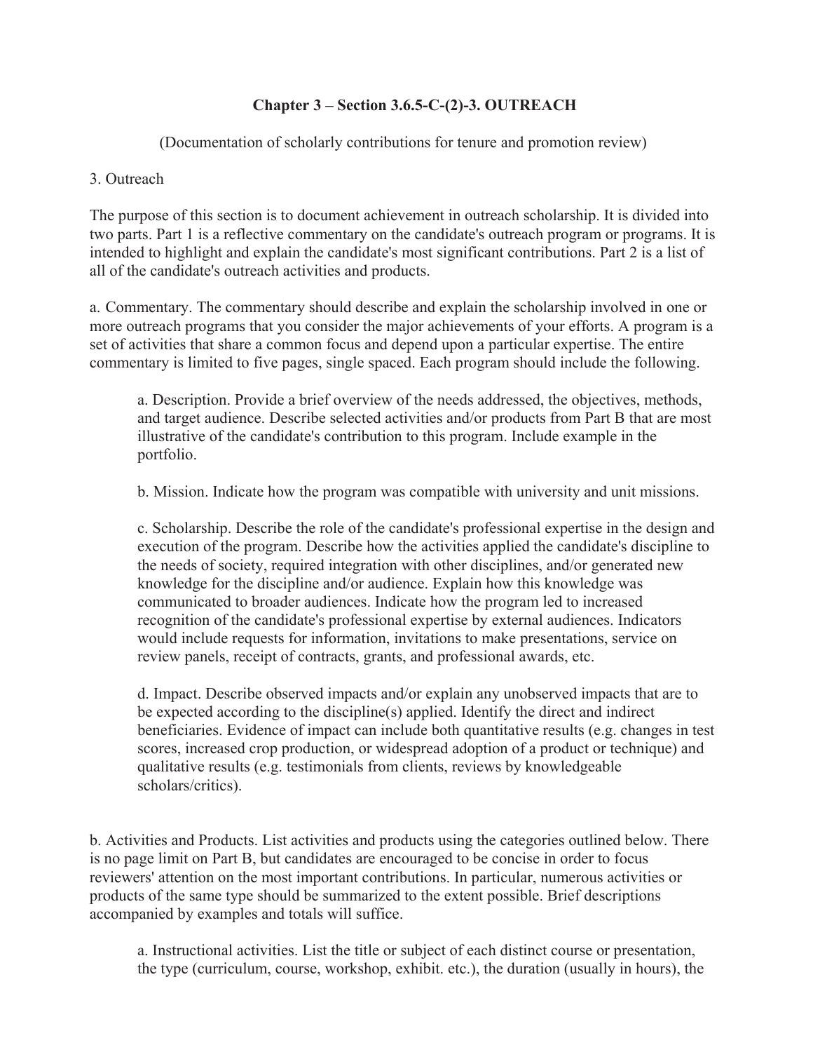**Chapter 3 – Section 3.6.5-C-(2)-3. OUTREACH**

(Documentation of scholarly contributions for tenure and promotion review)

3. Outreach

The purpose of this section is to document achievement in outreach scholarship. It is divided into two parts. Part 1 is a reflective commentary on the candidate's outreach program or programs. It is intended to highlight and explain the candidate's most significant contributions. Part 2 is a list of all of the candidate's outreach activities and products.

a. Commentary. The commentary should describe and explain the scholarship involved in one or more outreach programs that you consider the major achievements of your efforts. A program is a set of activities that share a common focus and depend upon a particular expertise. The entire commentary is limited to five pages, single spaced. Each program should include the following.

> a. Description. Provide a brief overview of the needs addressed, the objectives, methods, and target audience. Describe selected activities and/or products from Part B that are most illustrative of the candidate's contribution to this program. Include example in the portfolio.
>
> b. Mission. Indicate how the program was compatible with university and unit missions.
>
> c. Scholarship. Describe the role of the candidate's professional expertise in the design and execution of the program. Describe how the activities applied the candidate's discipline to the needs of society, required integration with other disciplines, and/or generated new knowledge for the discipline and/or audience. Explain how this knowledge was communicated to broader audiences. Indicate how the program led to increased recognition of the candidate's professional expertise by external audiences. Indicators would include requests for information, invitations to make presentations, service on review panels, receipt of contracts, grants, and professional awards, etc.
>
> d. Impact. Describe observed impacts and/or explain any unobserved impacts that are to be expected according to the discipline(s) applied. Identify the direct and indirect beneficiaries. Evidence of impact can include both quantitative results (e.g. changes in test scores, increased crop production, or widespread adoption of a product or technique) and qualitative results (e.g. testimonials from clients, reviews by knowledgeable scholars/critics).

b. Activities and Products. List activities and products using the categories outlined below. There is no page limit on Part B, but candidates are encouraged to be concise in order to focus reviewers' attention on the most important contributions. In particular, numerous activities or products of the same type should be summarized to the extent possible. Brief descriptions accompanied by examples and totals will suffice.

> a. Instructional activities. List the title or subject of each distinct course or presentation, the type (curriculum, course, workshop, exhibit. etc.), the duration (usually in hours), the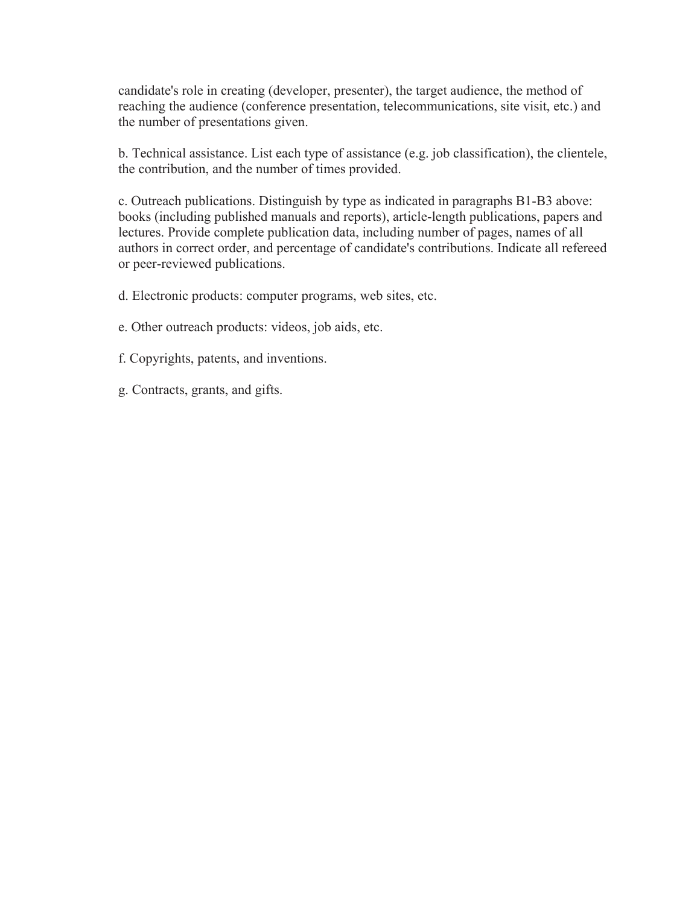candidate's role in creating (developer, presenter), the target audience, the method of reaching the audience (conference presentation, telecommunications, site visit, etc.) and the number of presentations given.

b. Technical assistance. List each type of assistance (e.g. job classification), the clientele, the contribution, and the number of times provided.

c. Outreach publications. Distinguish by type as indicated in paragraphs B1-B3 above: books (including published manuals and reports), article-length publications, papers and lectures. Provide complete publication data, including number of pages, names of all authors in correct order, and percentage of candidate's contributions. Indicate all refereed or peer-reviewed publications.

d. Electronic products: computer programs, web sites, etc.

e. Other outreach products: videos, job aids, etc.

f. Copyrights, patents, and inventions.

g. Contracts, grants, and gifts.